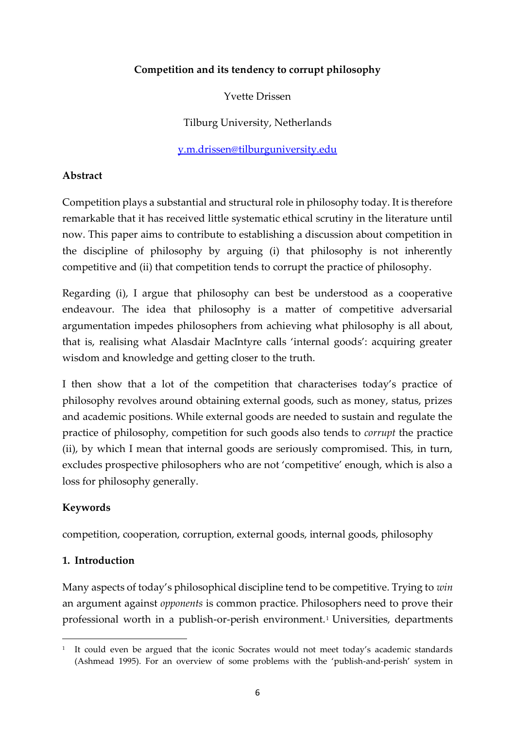**Competition and its tendency to corrupt philosophy**

Yvette Drissen

Tilburg University, Netherlands

y.m.drissen@tilburguniversity.edu

**Abstract**

Competition plays a substantial and structural role in philosophy today. It is therefore remarkable that it has received little systematic ethical scrutiny in the literature until now. This paper aims to contribute to establishing a discussion about competition in the discipline of philosophy by arguing (i) that philosophy is not inherently competitive and (ii) that competition tends to corrupt the practice of philosophy.

Regarding (i), I argue that philosophy can best be understood as a cooperative endeavour. The idea that philosophy is a matter of competitive adversarial argumentation impedes philosophers from achieving what philosophy is all about, that is, realising what Alasdair MacIntyre calls 'internal goods': acquiring greater wisdom and knowledge and getting closer to the truth.

I then show that a lot of the competition that characterises today's practice of philosophy revolves around obtaining external goods, such as money, status, prizes and academic positions. While external goods are needed to sustain and regulate the practice of philosophy, competition for such goods also tends to *corrupt* the practice (ii), by which I mean that internal goods are seriously compromised. This, in turn, excludes prospective philosophers who are not 'competitive' enough, which is also a loss for philosophy generally.

**Keywords**

competition, cooperation, corruption, external goods, internal goods, philosophy

## 1. Introduction

Many aspects of today's philosophical discipline tend to be competitive. Trying to *win* an argument against *opponents* is common practice. Philosophers need to prove their professional worth in a publish-or-perish environment.[1] Universities, departments

[1] It could even be argued that the iconic Socrates would not meet today's academic standards (Ashmead 1995). For an overview of some problems with the 'publish-and-perish' system in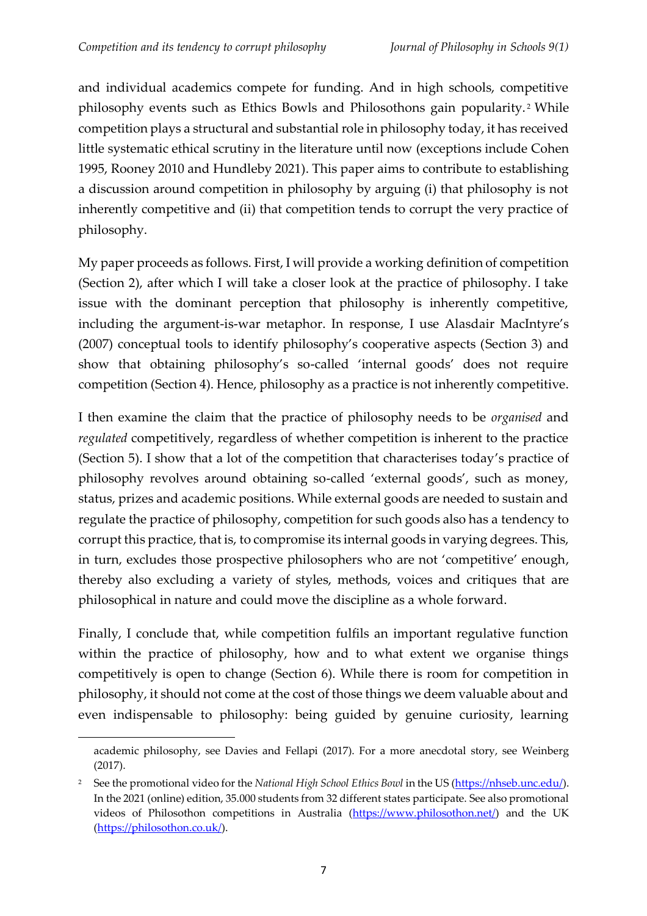and individual academics compete for funding. And in high schools, competitive philosophy events such as Ethics Bowls and Philosothons gain popularity.[2] While competition plays a structural and substantial role in philosophy today, it has received little systematic ethical scrutiny in the literature until now (exceptions include Cohen 1995, Rooney 2010 and Hundleby 2021). This paper aims to contribute to establishing a discussion around competition in philosophy by arguing (i) that philosophy is not inherently competitive and (ii) that competition tends to corrupt the very practice of philosophy.

My paper proceeds as follows. First, I will provide a working definition of competition (Section 2), after which I will take a closer look at the practice of philosophy. I take issue with the dominant perception that philosophy is inherently competitive, including the argument-is-war metaphor. In response, I use Alasdair MacIntyre's (2007) conceptual tools to identify philosophy's cooperative aspects (Section 3) and show that obtaining philosophy's so-called 'internal goods' does not require competition (Section 4). Hence, philosophy as a practice is not inherently competitive.

I then examine the claim that the practice of philosophy needs to be *organised* and *regulated* competitively, regardless of whether competition is inherent to the practice (Section 5). I show that a lot of the competition that characterises today's practice of philosophy revolves around obtaining so-called 'external goods', such as money, status, prizes and academic positions. While external goods are needed to sustain and regulate the practice of philosophy, competition for such goods also has a tendency to corrupt this practice, that is, to compromise its internal goods in varying degrees. This, in turn, excludes those prospective philosophers who are not 'competitive' enough, thereby also excluding a variety of styles, methods, voices and critiques that are philosophical in nature and could move the discipline as a whole forward.

Finally, I conclude that, while competition fulfils an important regulative function within the practice of philosophy, how and to what extent we organise things competitively is open to change (Section 6). While there is room for competition in philosophy, it should not come at the cost of those things we deem valuable about and even indispensable to philosophy: being guided by genuine curiosity, learning

---

academic philosophy, see Davies and Fellapi (2017). For a more anecdotal story, see Weinberg (2017).

[2] See the promotional video for the *National High School Ethics Bowl* in the US (https://nhseb.unc.edu/). In the 2021 (online) edition, 35.000 students from 32 different states participate. See also promotional videos of Philosothon competitions in Australia (https://www.philosothon.net/) and the UK (https://philosothon.co.uk/).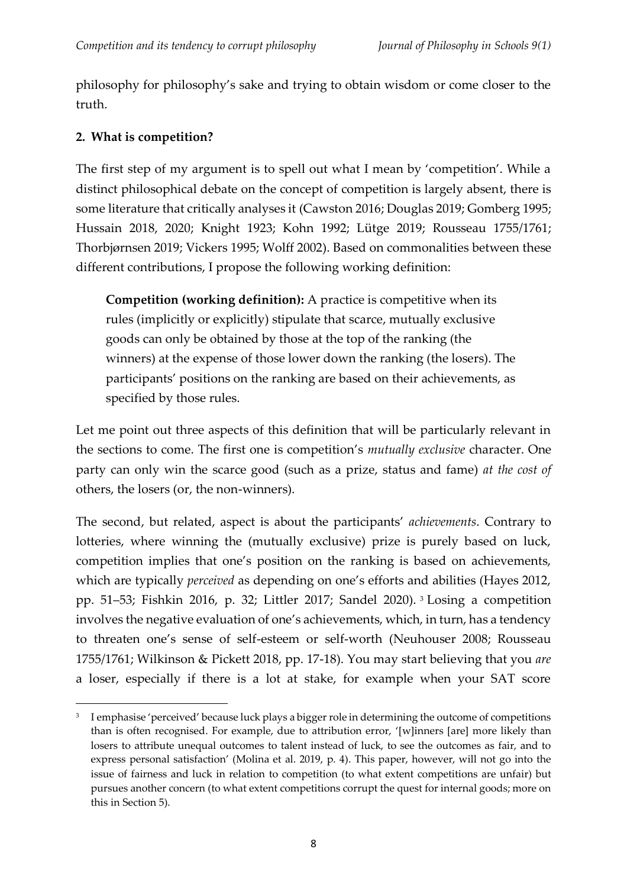philosophy for philosophy's sake and trying to obtain wisdom or come closer to the truth.

## 2. What is competition?

The first step of my argument is to spell out what I mean by 'competition'. While a distinct philosophical debate on the concept of competition is largely absent, there is some literature that critically analyses it (Cawston 2016; Douglas 2019; Gomberg 1995; Hussain 2018, 2020; Knight 1923; Kohn 1992; Lütge 2019; Rousseau 1755/1761; Thorbjørnsen 2019; Vickers 1995; Wolff 2002). Based on commonalities between these different contributions, I propose the following working definition:

> **Competition (working definition):** A practice is competitive when its rules (implicitly or explicitly) stipulate that scarce, mutually exclusive goods can only be obtained by those at the top of the ranking (the winners) at the expense of those lower down the ranking (the losers). The participants' positions on the ranking are based on their achievements, as specified by those rules.

Let me point out three aspects of this definition that will be particularly relevant in the sections to come. The first one is competition's *mutually exclusive* character. One party can only win the scarce good (such as a prize, status and fame) *at the cost of* others, the losers (or, the non-winners).

The second, but related, aspect is about the participants' *achievements*. Contrary to lotteries, where winning the (mutually exclusive) prize is purely based on luck, competition implies that one's position on the ranking is based on achievements, which are typically *perceived* as depending on one's efforts and abilities (Hayes 2012, pp. 51–53; Fishkin 2016, p. 32; Littler 2017; Sandel 2020).[3] Losing a competition involves the negative evaluation of one's achievements, which, in turn, has a tendency to threaten one's sense of self-esteem or self-worth (Neuhouser 2008; Rousseau 1755/1761; Wilkinson & Pickett 2018, pp. 17-18). You may start believing that you *are* a loser, especially if there is a lot at stake, for example when your SAT score

[3] I emphasise 'perceived' because luck plays a bigger role in determining the outcome of competitions than is often recognised. For example, due to attribution error, '[w]inners [are] more likely than losers to attribute unequal outcomes to talent instead of luck, to see the outcomes as fair, and to express personal satisfaction' (Molina et al. 2019, p. 4). This paper, however, will not go into the issue of fairness and luck in relation to competition (to what extent competitions are unfair) but pursues another concern (to what extent competitions corrupt the quest for internal goods; more on this in Section 5).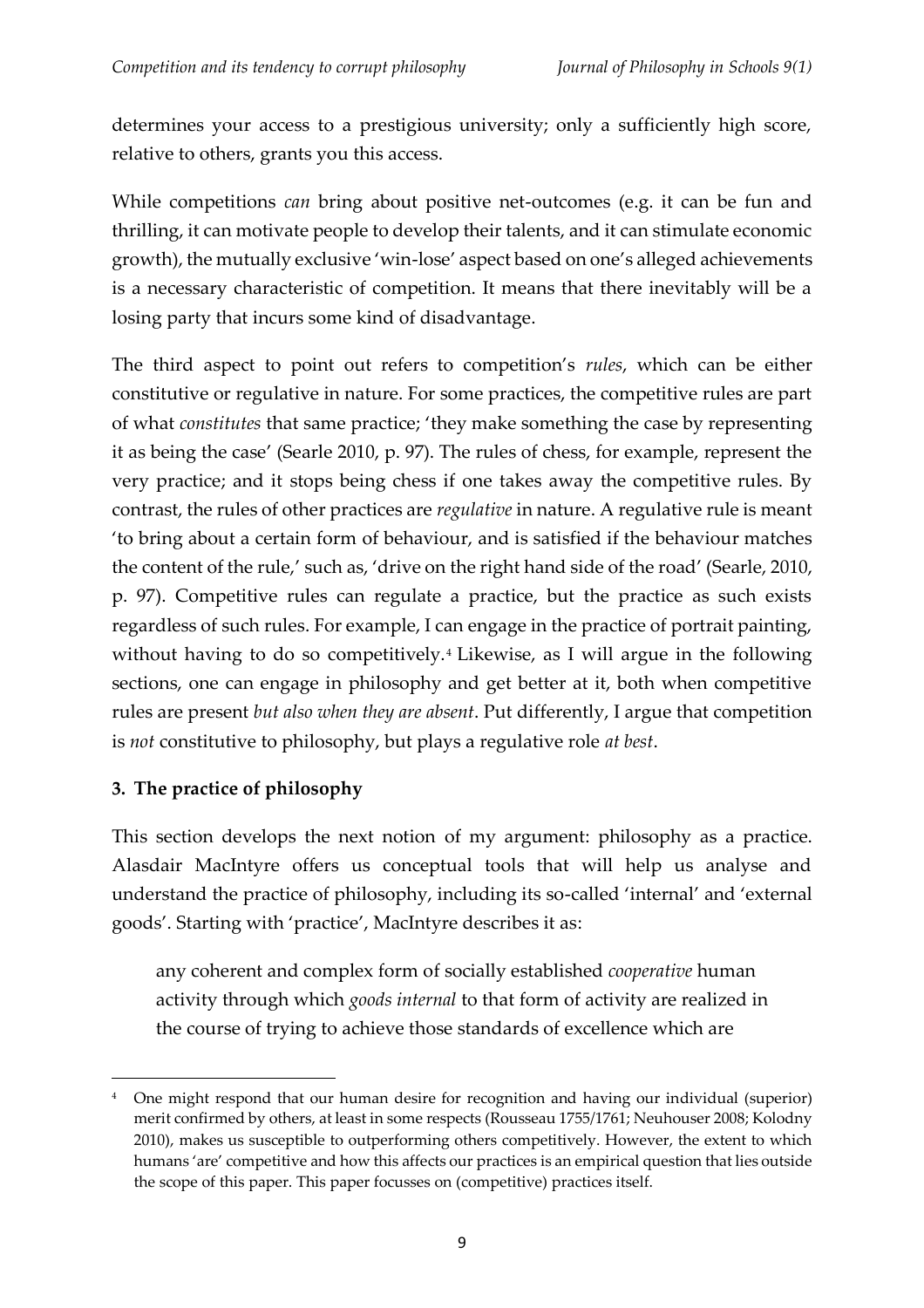determines your access to a prestigious university; only a sufficiently high score, relative to others, grants you this access.

While competitions *can* bring about positive net-outcomes (e.g. it can be fun and thrilling, it can motivate people to develop their talents, and it can stimulate economic growth), the mutually exclusive 'win-lose' aspect based on one's alleged achievements is a necessary characteristic of competition. It means that there inevitably will be a losing party that incurs some kind of disadvantage.

The third aspect to point out refers to competition's *rules*, which can be either constitutive or regulative in nature. For some practices, the competitive rules are part of what *constitutes* that same practice; 'they make something the case by representing it as being the case' (Searle 2010, p. 97). The rules of chess, for example, represent the very practice; and it stops being chess if one takes away the competitive rules. By contrast, the rules of other practices are *regulative* in nature. A regulative rule is meant 'to bring about a certain form of behaviour, and is satisfied if the behaviour matches the content of the rule,' such as, 'drive on the right hand side of the road' (Searle, 2010, p. 97). Competitive rules can regulate a practice, but the practice as such exists regardless of such rules. For example, I can engage in the practice of portrait painting, without having to do so competitively.[4] Likewise, as I will argue in the following sections, one can engage in philosophy and get better at it, both when competitive rules are present *but also when they are absent*. Put differently, I argue that competition is *not* constitutive to philosophy, but plays a regulative role *at best*.

## 3. The practice of philosophy

This section develops the next notion of my argument: philosophy as a practice. Alasdair MacIntyre offers us conceptual tools that will help us analyse and understand the practice of philosophy, including its so-called 'internal' and 'external goods'. Starting with 'practice', MacIntyre describes it as:

> any coherent and complex form of socially established *cooperative* human activity through which *goods internal* to that form of activity are realized in the course of trying to achieve those standards of excellence which are

---

[4] One might respond that our human desire for recognition and having our individual (superior) merit confirmed by others, at least in some respects (Rousseau 1755/1761; Neuhouser 2008; Kolodny 2010), makes us susceptible to outperforming others competitively. However, the extent to which humans 'are' competitive and how this affects our practices is an empirical question that lies outside the scope of this paper. This paper focusses on (competitive) practices itself.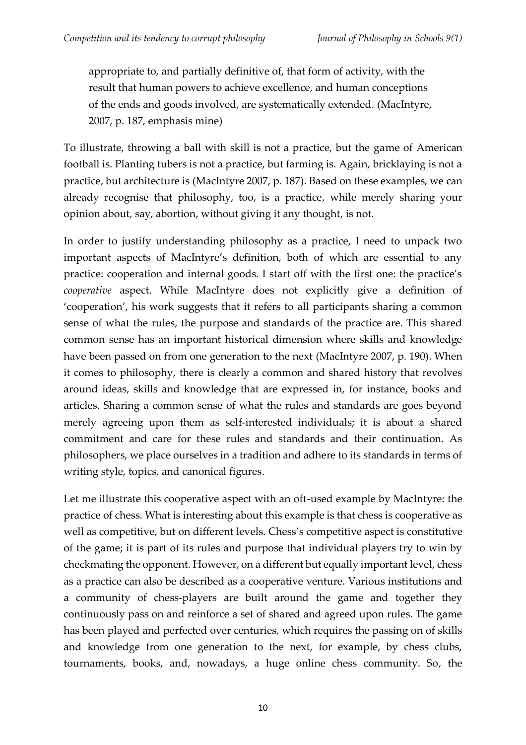> appropriate to, and partially definitive of, that form of activity, with the result that human powers to achieve excellence, and human conceptions of the ends and goods involved, are systematically extended. (MacIntyre, 2007, p. 187, emphasis mine)

To illustrate, throwing a ball with skill is not a practice, but the game of American football is. Planting tubers is not a practice, but farming is. Again, bricklaying is not a practice, but architecture is (MacIntyre 2007, p. 187). Based on these examples, we can already recognise that philosophy, too, is a practice, while merely sharing your opinion about, say, abortion, without giving it any thought, is not.

In order to justify understanding philosophy as a practice, I need to unpack two important aspects of MacIntyre's definition, both of which are essential to any practice: cooperation and internal goods. I start off with the first one: the practice's *cooperative* aspect. While MacIntyre does not explicitly give a definition of 'cooperation', his work suggests that it refers to all participants sharing a common sense of what the rules, the purpose and standards of the practice are. This shared common sense has an important historical dimension where skills and knowledge have been passed on from one generation to the next (MacIntyre 2007, p. 190). When it comes to philosophy, there is clearly a common and shared history that revolves around ideas, skills and knowledge that are expressed in, for instance, books and articles. Sharing a common sense of what the rules and standards are goes beyond merely agreeing upon them as self-interested individuals; it is about a shared commitment and care for these rules and standards and their continuation. As philosophers, we place ourselves in a tradition and adhere to its standards in terms of writing style, topics, and canonical figures.

Let me illustrate this cooperative aspect with an oft-used example by MacIntyre: the practice of chess. What is interesting about this example is that chess is cooperative as well as competitive, but on different levels. Chess's competitive aspect is constitutive of the game; it is part of its rules and purpose that individual players try to win by checkmating the opponent. However, on a different but equally important level, chess as a practice can also be described as a cooperative venture. Various institutions and a community of chess-players are built around the game and together they continuously pass on and reinforce a set of shared and agreed upon rules. The game has been played and perfected over centuries, which requires the passing on of skills and knowledge from one generation to the next, for example, by chess clubs, tournaments, books, and, nowadays, a huge online chess community. So, the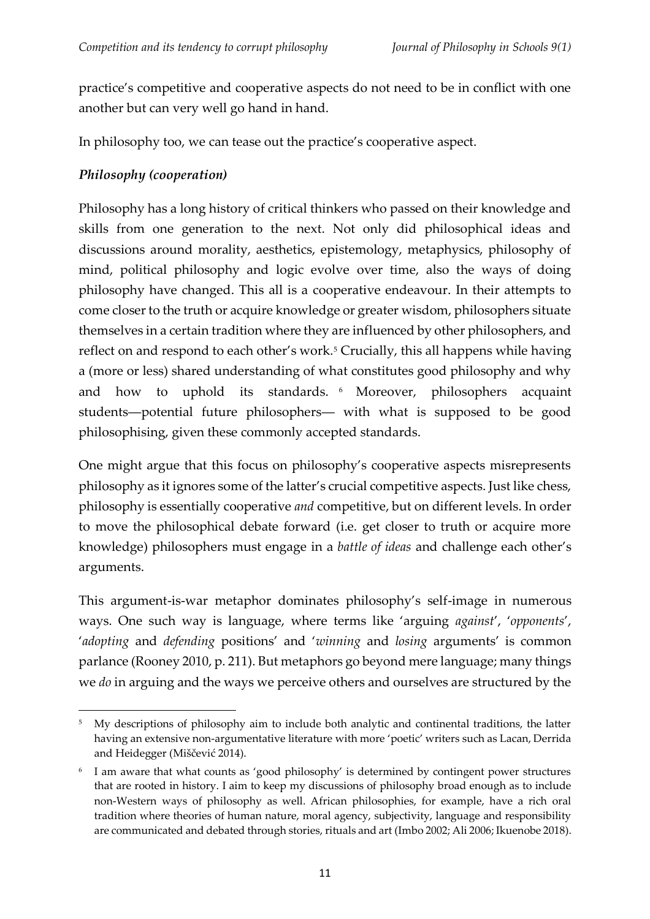practice's competitive and cooperative aspects do not need to be in conflict with one another but can very well go hand in hand.

In philosophy too, we can tease out the practice's cooperative aspect.

### *Philosophy (cooperation)*

Philosophy has a long history of critical thinkers who passed on their knowledge and skills from one generation to the next. Not only did philosophical ideas and discussions around morality, aesthetics, epistemology, metaphysics, philosophy of mind, political philosophy and logic evolve over time, also the ways of doing philosophy have changed. This all is a cooperative endeavour. In their attempts to come closer to the truth or acquire knowledge or greater wisdom, philosophers situate themselves in a certain tradition where they are influenced by other philosophers, and reflect on and respond to each other's work.[5] Crucially, this all happens while having a (more or less) shared understanding of what constitutes good philosophy and why and how to uphold its standards.[6] Moreover, philosophers acquaint students—potential future philosophers— with what is supposed to be good philosophising, given these commonly accepted standards.

One might argue that this focus on philosophy's cooperative aspects misrepresents philosophy as it ignores some of the latter's crucial competitive aspects. Just like chess, philosophy is essentially cooperative *and* competitive, but on different levels. In order to move the philosophical debate forward (i.e. get closer to truth or acquire more knowledge) philosophers must engage in a *battle of ideas* and challenge each other's arguments.

This argument-is-war metaphor dominates philosophy's self-image in numerous ways. One such way is language, where terms like 'arguing *against*', '*opponents*', '*adopting* and *defending* positions' and '*winning* and *losing* arguments' is common parlance (Rooney 2010, p. 211). But metaphors go beyond mere language; many things we *do* in arguing and the ways we perceive others and ourselves are structured by the

---

[5] My descriptions of philosophy aim to include both analytic and continental traditions, the latter having an extensive non-argumentative literature with more 'poetic' writers such as Lacan, Derrida and Heidegger (Miščević 2014).

[6] I am aware that what counts as 'good philosophy' is determined by contingent power structures that are rooted in history. I aim to keep my discussions of philosophy broad enough as to include non-Western ways of philosophy as well. African philosophies, for example, have a rich oral tradition where theories of human nature, moral agency, subjectivity, language and responsibility are communicated and debated through stories, rituals and art (Imbo 2002; Ali 2006; Ikuenobe 2018).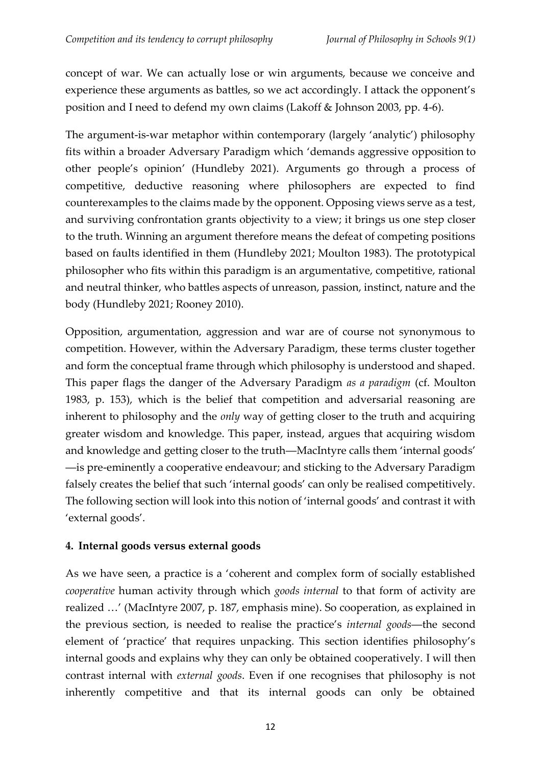concept of war. We can actually lose or win arguments, because we conceive and experience these arguments as battles, so we act accordingly. I attack the opponent's position and I need to defend my own claims (Lakoff & Johnson 2003, pp. 4-6).

The argument-is-war metaphor within contemporary (largely 'analytic') philosophy fits within a broader Adversary Paradigm which 'demands aggressive opposition to other people's opinion' (Hundleby 2021). Arguments go through a process of competitive, deductive reasoning where philosophers are expected to find counterexamples to the claims made by the opponent. Opposing views serve as a test, and surviving confrontation grants objectivity to a view; it brings us one step closer to the truth. Winning an argument therefore means the defeat of competing positions based on faults identified in them (Hundleby 2021; Moulton 1983). The prototypical philosopher who fits within this paradigm is an argumentative, competitive, rational and neutral thinker, who battles aspects of unreason, passion, instinct, nature and the body (Hundleby 2021; Rooney 2010).

Opposition, argumentation, aggression and war are of course not synonymous to competition. However, within the Adversary Paradigm, these terms cluster together and form the conceptual frame through which philosophy is understood and shaped. This paper flags the danger of the Adversary Paradigm *as a paradigm* (cf. Moulton 1983, p. 153), which is the belief that competition and adversarial reasoning are inherent to philosophy and the *only* way of getting closer to the truth and acquiring greater wisdom and knowledge. This paper, instead, argues that acquiring wisdom and knowledge and getting closer to the truth—MacIntyre calls them 'internal goods'—is pre-eminently a cooperative endeavour; and sticking to the Adversary Paradigm falsely creates the belief that such 'internal goods' can only be realised competitively. The following section will look into this notion of 'internal goods' and contrast it with 'external goods'.

## 4. Internal goods versus external goods

As we have seen, a practice is a 'coherent and complex form of socially established *cooperative* human activity through which *goods internal* to that form of activity are realized …' (MacIntyre 2007, p. 187, emphasis mine). So cooperation, as explained in the previous section, is needed to realise the practice's *internal goods*—the second element of 'practice' that requires unpacking. This section identifies philosophy's internal goods and explains why they can only be obtained cooperatively. I will then contrast internal with *external goods*. Even if one recognises that philosophy is not inherently competitive and that its internal goods can only be obtained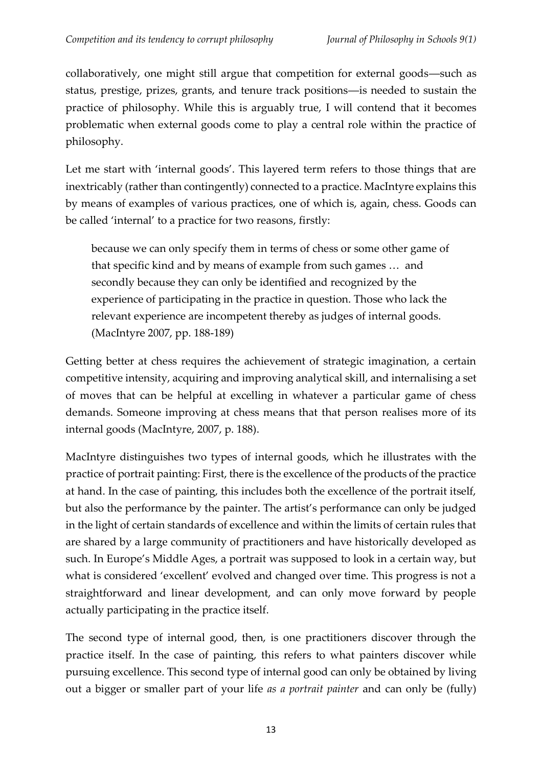collaboratively, one might still argue that competition for external goods—such as status, prestige, prizes, grants, and tenure track positions—is needed to sustain the practice of philosophy. While this is arguably true, I will contend that it becomes problematic when external goods come to play a central role within the practice of philosophy.

Let me start with 'internal goods'. This layered term refers to those things that are inextricably (rather than contingently) connected to a practice. MacIntyre explains this by means of examples of various practices, one of which is, again, chess. Goods can be called 'internal' to a practice for two reasons, firstly:

> because we can only specify them in terms of chess or some other game of that specific kind and by means of example from such games … and secondly because they can only be identified and recognized by the experience of participating in the practice in question. Those who lack the relevant experience are incompetent thereby as judges of internal goods. (MacIntyre 2007, pp. 188-189)

Getting better at chess requires the achievement of strategic imagination, a certain competitive intensity, acquiring and improving analytical skill, and internalising a set of moves that can be helpful at excelling in whatever a particular game of chess demands. Someone improving at chess means that that person realises more of its internal goods (MacIntyre, 2007, p. 188).

MacIntyre distinguishes two types of internal goods, which he illustrates with the practice of portrait painting: First, there is the excellence of the products of the practice at hand. In the case of painting, this includes both the excellence of the portrait itself, but also the performance by the painter. The artist's performance can only be judged in the light of certain standards of excellence and within the limits of certain rules that are shared by a large community of practitioners and have historically developed as such. In Europe's Middle Ages, a portrait was supposed to look in a certain way, but what is considered 'excellent' evolved and changed over time. This progress is not a straightforward and linear development, and can only move forward by people actually participating in the practice itself.

The second type of internal good, then, is one practitioners discover through the practice itself. In the case of painting, this refers to what painters discover while pursuing excellence. This second type of internal good can only be obtained by living out a bigger or smaller part of your life *as a portrait painter* and can only be (fully)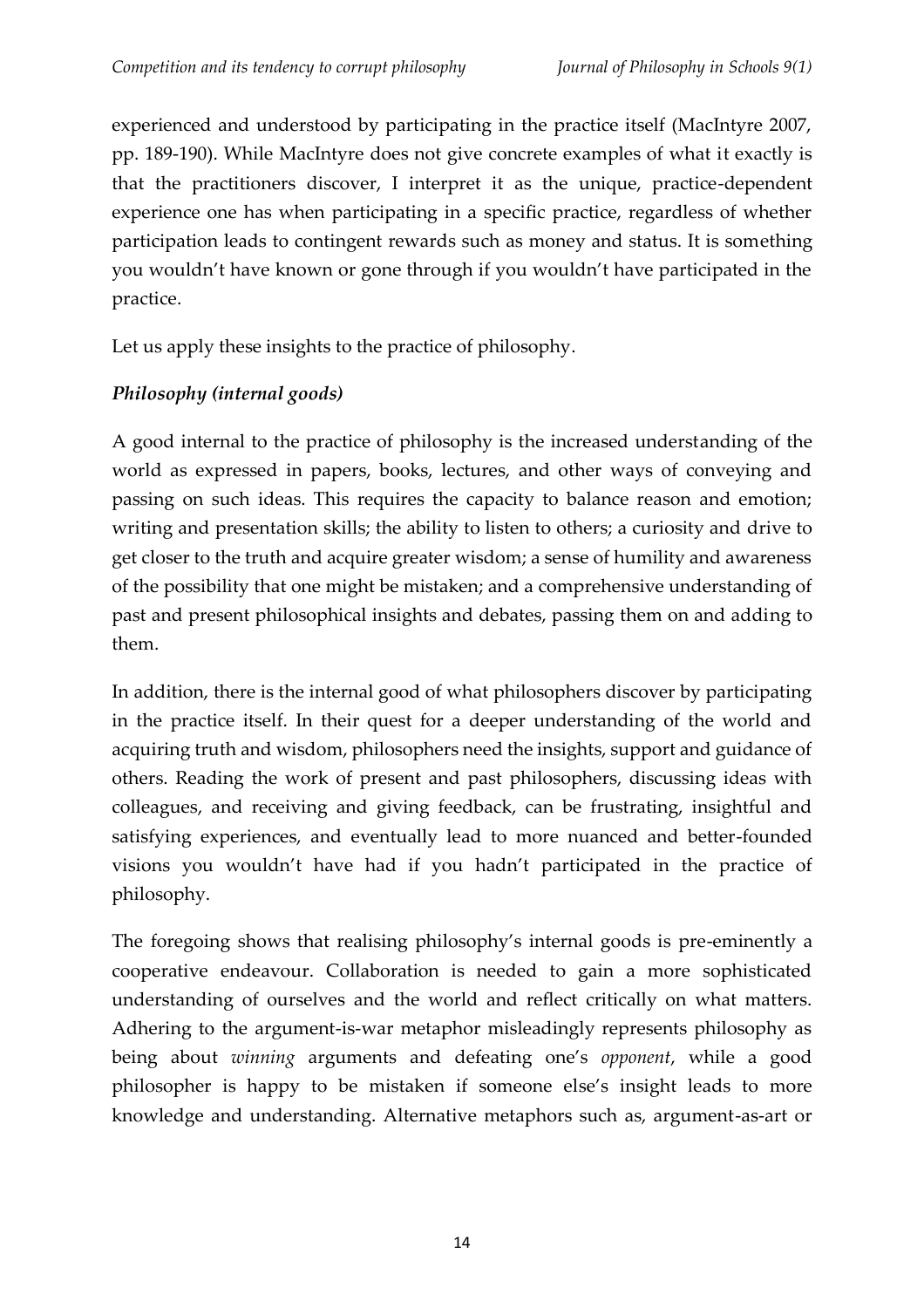experienced and understood by participating in the practice itself (MacIntyre 2007, pp. 189-190). While MacIntyre does not give concrete examples of what it exactly is that the practitioners discover, I interpret it as the unique, practice-dependent experience one has when participating in a specific practice, regardless of whether participation leads to contingent rewards such as money and status. It is something you wouldn't have known or gone through if you wouldn't have participated in the practice.

Let us apply these insights to the practice of philosophy.

### *Philosophy (internal goods)*

A good internal to the practice of philosophy is the increased understanding of the world as expressed in papers, books, lectures, and other ways of conveying and passing on such ideas. This requires the capacity to balance reason and emotion; writing and presentation skills; the ability to listen to others; a curiosity and drive to get closer to the truth and acquire greater wisdom; a sense of humility and awareness of the possibility that one might be mistaken; and a comprehensive understanding of past and present philosophical insights and debates, passing them on and adding to them.

In addition, there is the internal good of what philosophers discover by participating in the practice itself. In their quest for a deeper understanding of the world and acquiring truth and wisdom, philosophers need the insights, support and guidance of others. Reading the work of present and past philosophers, discussing ideas with colleagues, and receiving and giving feedback, can be frustrating, insightful and satisfying experiences, and eventually lead to more nuanced and better-founded visions you wouldn't have had if you hadn't participated in the practice of philosophy.

The foregoing shows that realising philosophy's internal goods is pre-eminently a cooperative endeavour. Collaboration is needed to gain a more sophisticated understanding of ourselves and the world and reflect critically on what matters. Adhering to the argument-is-war metaphor misleadingly represents philosophy as being about *winning* arguments and defeating one's *opponent*, while a good philosopher is happy to be mistaken if someone else's insight leads to more knowledge and understanding. Alternative metaphors such as, argument-as-art or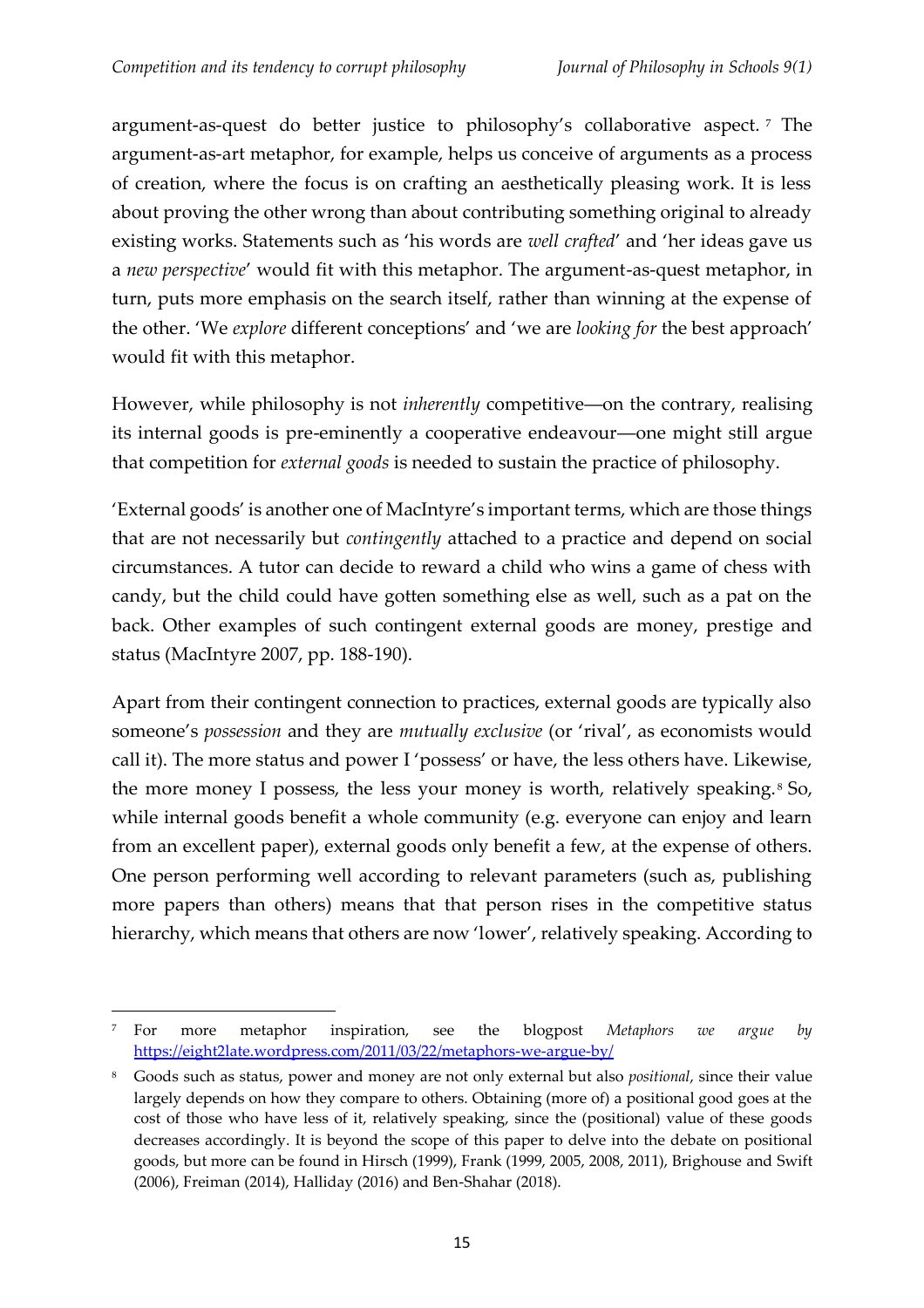argument-as-quest do better justice to philosophy's collaborative aspect.[7] The argument-as-art metaphor, for example, helps us conceive of arguments as a process of creation, where the focus is on crafting an aesthetically pleasing work. It is less about proving the other wrong than about contributing something original to already existing works. Statements such as 'his words are *well crafted*' and 'her ideas gave us a *new perspective*' would fit with this metaphor. The argument-as-quest metaphor, in turn, puts more emphasis on the search itself, rather than winning at the expense of the other. 'We *explore* different conceptions' and 'we are *looking for* the best approach' would fit with this metaphor.

However, while philosophy is not *inherently* competitive—on the contrary, realising its internal goods is pre-eminently a cooperative endeavour—one might still argue that competition for *external goods* is needed to sustain the practice of philosophy.

'External goods' is another one of MacIntyre's important terms, which are those things that are not necessarily but *contingently* attached to a practice and depend on social circumstances. A tutor can decide to reward a child who wins a game of chess with candy, but the child could have gotten something else as well, such as a pat on the back. Other examples of such contingent external goods are money, prestige and status (MacIntyre 2007, pp. 188-190).

Apart from their contingent connection to practices, external goods are typically also someone's *possession* and they are *mutually exclusive* (or 'rival', as economists would call it). The more status and power I 'possess' or have, the less others have. Likewise, the more money I possess, the less your money is worth, relatively speaking.[8] So, while internal goods benefit a whole community (e.g. everyone can enjoy and learn from an excellent paper), external goods only benefit a few, at the expense of others. One person performing well according to relevant parameters (such as, publishing more papers than others) means that that person rises in the competitive status hierarchy, which means that others are now 'lower', relatively speaking. According to

---

[7] For more metaphor inspiration, see the blogpost *Metaphors we argue by* https://eight2late.wordpress.com/2011/03/22/metaphors-we-argue-by/

[8] Goods such as status, power and money are not only external but also *positional*, since their value largely depends on how they compare to others. Obtaining (more of) a positional good goes at the cost of those who have less of it, relatively speaking, since the (positional) value of these goods decreases accordingly. It is beyond the scope of this paper to delve into the debate on positional goods, but more can be found in Hirsch (1999), Frank (1999, 2005, 2008, 2011), Brighouse and Swift (2006), Freiman (2014), Halliday (2016) and Ben-Shahar (2018).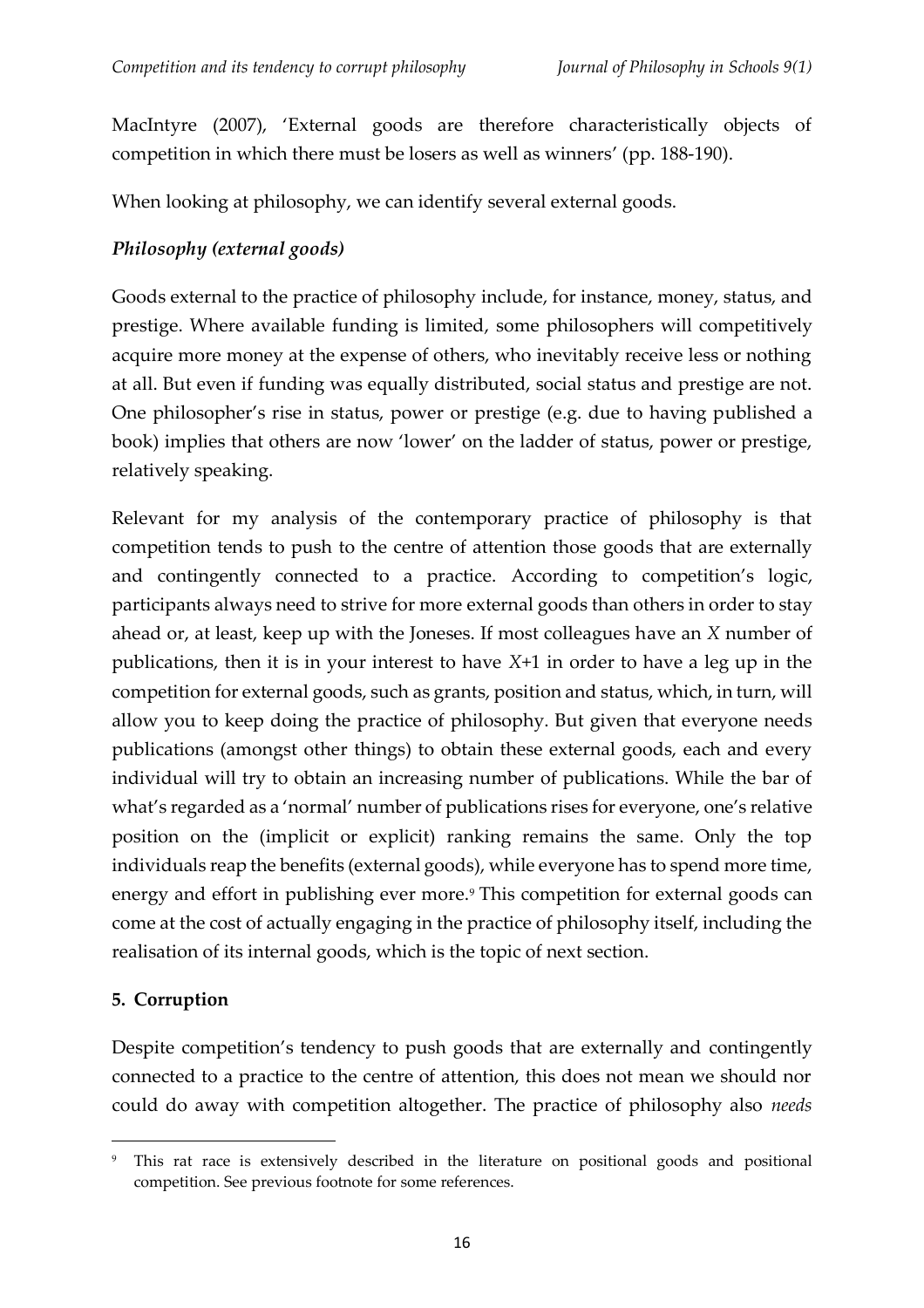MacIntyre (2007), 'External goods are therefore characteristically objects of competition in which there must be losers as well as winners' (pp. 188-190).

When looking at philosophy, we can identify several external goods.

### *Philosophy (external goods)*

Goods external to the practice of philosophy include, for instance, money, status, and prestige. Where available funding is limited, some philosophers will competitively acquire more money at the expense of others, who inevitably receive less or nothing at all. But even if funding was equally distributed, social status and prestige are not. One philosopher's rise in status, power or prestige (e.g. due to having published a book) implies that others are now 'lower' on the ladder of status, power or prestige, relatively speaking.

Relevant for my analysis of the contemporary practice of philosophy is that competition tends to push to the centre of attention those goods that are externally and contingently connected to a practice. According to competition's logic, participants always need to strive for more external goods than others in order to stay ahead or, at least, keep up with the Joneses. If most colleagues have an *X* number of publications, then it is in your interest to have *X*+1 in order to have a leg up in the competition for external goods, such as grants, position and status, which, in turn, will allow you to keep doing the practice of philosophy. But given that everyone needs publications (amongst other things) to obtain these external goods, each and every individual will try to obtain an increasing number of publications. While the bar of what's regarded as a 'normal' number of publications rises for everyone, one's relative position on the (implicit or explicit) ranking remains the same. Only the top individuals reap the benefits (external goods), while everyone has to spend more time, energy and effort in publishing ever more.[9] This competition for external goods can come at the cost of actually engaging in the practice of philosophy itself, including the realisation of its internal goods, which is the topic of next section.

## 5. Corruption

Despite competition's tendency to push goods that are externally and contingently connected to a practice to the centre of attention, this does not mean we should nor could do away with competition altogether. The practice of philosophy also *needs*

---

[9] This rat race is extensively described in the literature on positional goods and positional competition. See previous footnote for some references.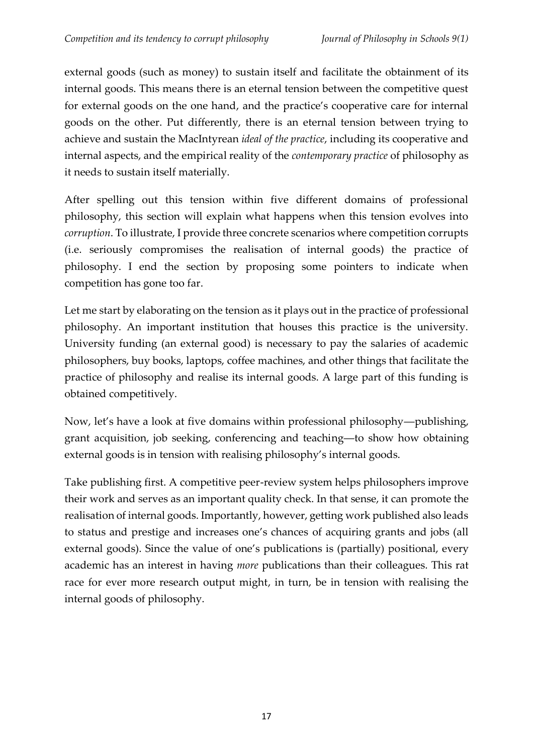external goods (such as money) to sustain itself and facilitate the obtainment of its internal goods. This means there is an eternal tension between the competitive quest for external goods on the one hand, and the practice's cooperative care for internal goods on the other. Put differently, there is an eternal tension between trying to achieve and sustain the MacIntyrean *ideal of the practice*, including its cooperative and internal aspects, and the empirical reality of the *contemporary practice* of philosophy as it needs to sustain itself materially.

After spelling out this tension within five different domains of professional philosophy, this section will explain what happens when this tension evolves into *corruption*. To illustrate, I provide three concrete scenarios where competition corrupts (i.e. seriously compromises the realisation of internal goods) the practice of philosophy. I end the section by proposing some pointers to indicate when competition has gone too far.

Let me start by elaborating on the tension as it plays out in the practice of professional philosophy. An important institution that houses this practice is the university. University funding (an external good) is necessary to pay the salaries of academic philosophers, buy books, laptops, coffee machines, and other things that facilitate the practice of philosophy and realise its internal goods. A large part of this funding is obtained competitively.

Now, let's have a look at five domains within professional philosophy—publishing, grant acquisition, job seeking, conferencing and teaching—to show how obtaining external goods is in tension with realising philosophy's internal goods.

Take publishing first. A competitive peer-review system helps philosophers improve their work and serves as an important quality check. In that sense, it can promote the realisation of internal goods. Importantly, however, getting work published also leads to status and prestige and increases one's chances of acquiring grants and jobs (all external goods). Since the value of one's publications is (partially) positional, every academic has an interest in having *more* publications than their colleagues. This rat race for ever more research output might, in turn, be in tension with realising the internal goods of philosophy.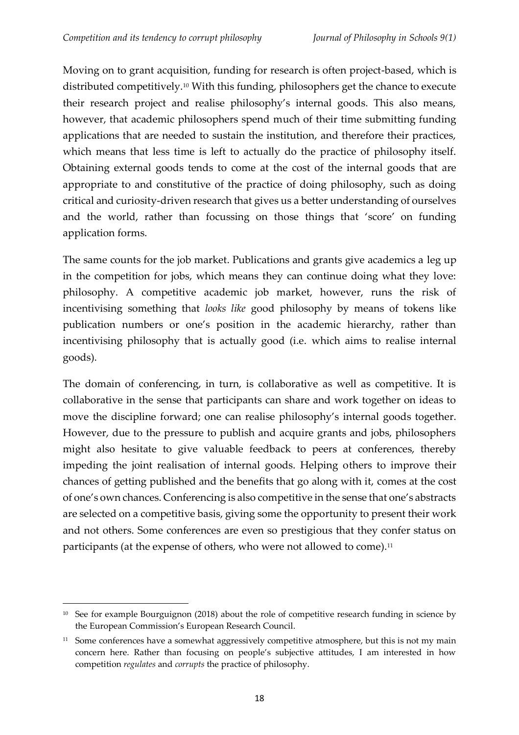Moving on to grant acquisition, funding for research is often project-based, which is distributed competitively.[10] With this funding, philosophers get the chance to execute their research project and realise philosophy's internal goods. This also means, however, that academic philosophers spend much of their time submitting funding applications that are needed to sustain the institution, and therefore their practices, which means that less time is left to actually do the practice of philosophy itself. Obtaining external goods tends to come at the cost of the internal goods that are appropriate to and constitutive of the practice of doing philosophy, such as doing critical and curiosity-driven research that gives us a better understanding of ourselves and the world, rather than focussing on those things that 'score' on funding application forms.

The same counts for the job market. Publications and grants give academics a leg up in the competition for jobs, which means they can continue doing what they love: philosophy. A competitive academic job market, however, runs the risk of incentivising something that *looks like* good philosophy by means of tokens like publication numbers or one's position in the academic hierarchy, rather than incentivising philosophy that is actually good (i.e. which aims to realise internal goods).

The domain of conferencing, in turn, is collaborative as well as competitive. It is collaborative in the sense that participants can share and work together on ideas to move the discipline forward; one can realise philosophy's internal goods together. However, due to the pressure to publish and acquire grants and jobs, philosophers might also hesitate to give valuable feedback to peers at conferences, thereby impeding the joint realisation of internal goods. Helping others to improve their chances of getting published and the benefits that go along with it, comes at the cost of one's own chances. Conferencing is also competitive in the sense that one's abstracts are selected on a competitive basis, giving some the opportunity to present their work and not others. Some conferences are even so prestigious that they confer status on participants (at the expense of others, who were not allowed to come).[11]

---

[10] See for example Bourguignon (2018) about the role of competitive research funding in science by the European Commission's European Research Council.

[11] Some conferences have a somewhat aggressively competitive atmosphere, but this is not my main concern here. Rather than focusing on people's subjective attitudes, I am interested in how competition *regulates* and *corrupts* the practice of philosophy.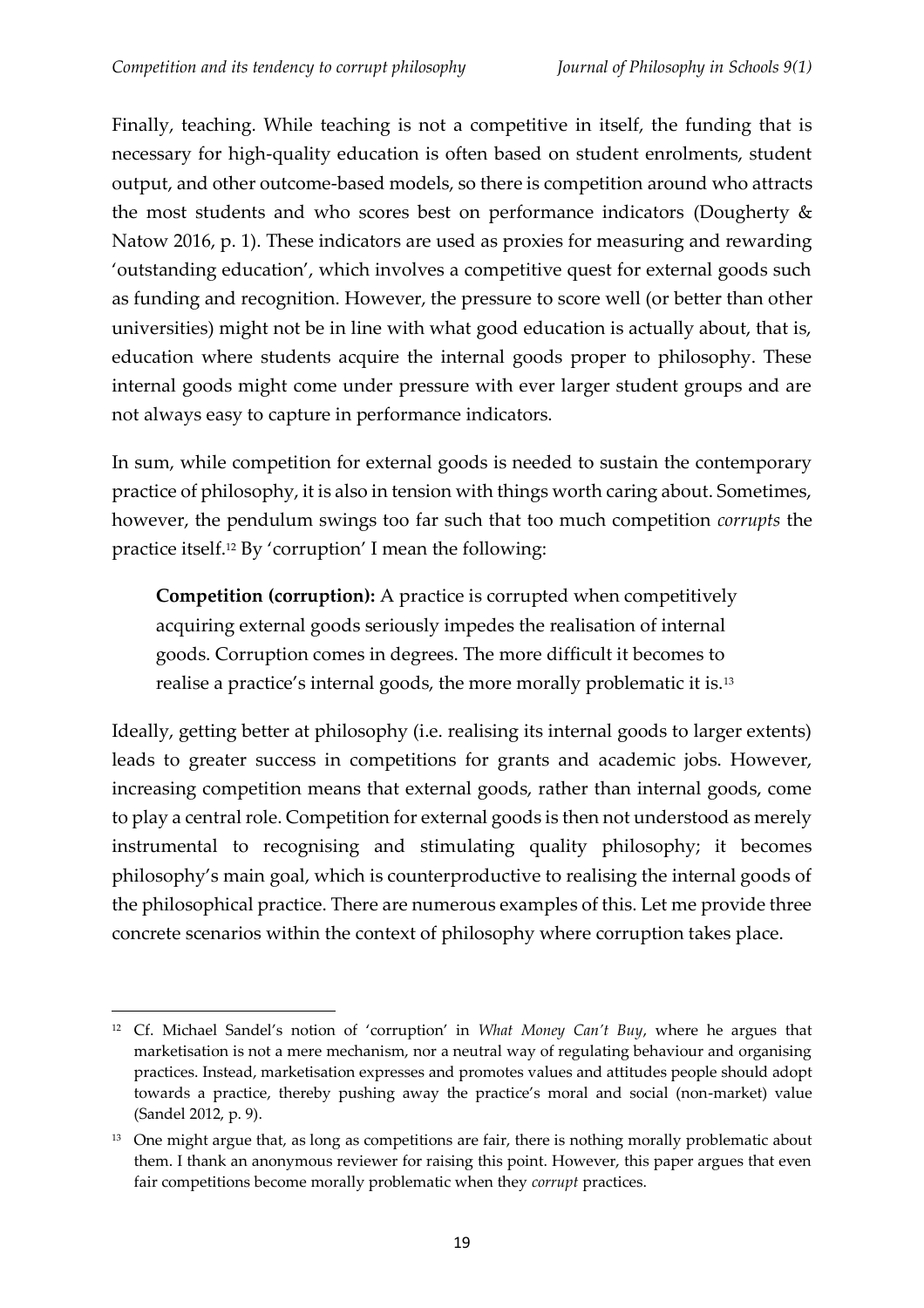Finally, teaching. While teaching is not a competitive in itself, the funding that is necessary for high-quality education is often based on student enrolments, student output, and other outcome-based models, so there is competition around who attracts the most students and who scores best on performance indicators (Dougherty & Natow 2016, p. 1). These indicators are used as proxies for measuring and rewarding 'outstanding education', which involves a competitive quest for external goods such as funding and recognition. However, the pressure to score well (or better than other universities) might not be in line with what good education is actually about, that is, education where students acquire the internal goods proper to philosophy. These internal goods might come under pressure with ever larger student groups and are not always easy to capture in performance indicators.

In sum, while competition for external goods is needed to sustain the contemporary practice of philosophy, it is also in tension with things worth caring about. Sometimes, however, the pendulum swings too far such that too much competition *corrupts* the practice itself.[12] By 'corruption' I mean the following:

> **Competition (corruption):** A practice is corrupted when competitively acquiring external goods seriously impedes the realisation of internal goods. Corruption comes in degrees. The more difficult it becomes to realise a practice's internal goods, the more morally problematic it is.[13]

Ideally, getting better at philosophy (i.e. realising its internal goods to larger extents) leads to greater success in competitions for grants and academic jobs. However, increasing competition means that external goods, rather than internal goods, come to play a central role. Competition for external goods is then not understood as merely instrumental to recognising and stimulating quality philosophy; it becomes philosophy's main goal, which is counterproductive to realising the internal goods of the philosophical practice. There are numerous examples of this. Let me provide three concrete scenarios within the context of philosophy where corruption takes place.

---

[12] Cf. Michael Sandel's notion of 'corruption' in *What Money Can't Buy*, where he argues that marketisation is not a mere mechanism, nor a neutral way of regulating behaviour and organising practices. Instead, marketisation expresses and promotes values and attitudes people should adopt towards a practice, thereby pushing away the practice's moral and social (non-market) value (Sandel 2012, p. 9).

[13] One might argue that, as long as competitions are fair, there is nothing morally problematic about them. I thank an anonymous reviewer for raising this point. However, this paper argues that even fair competitions become morally problematic when they *corrupt* practices.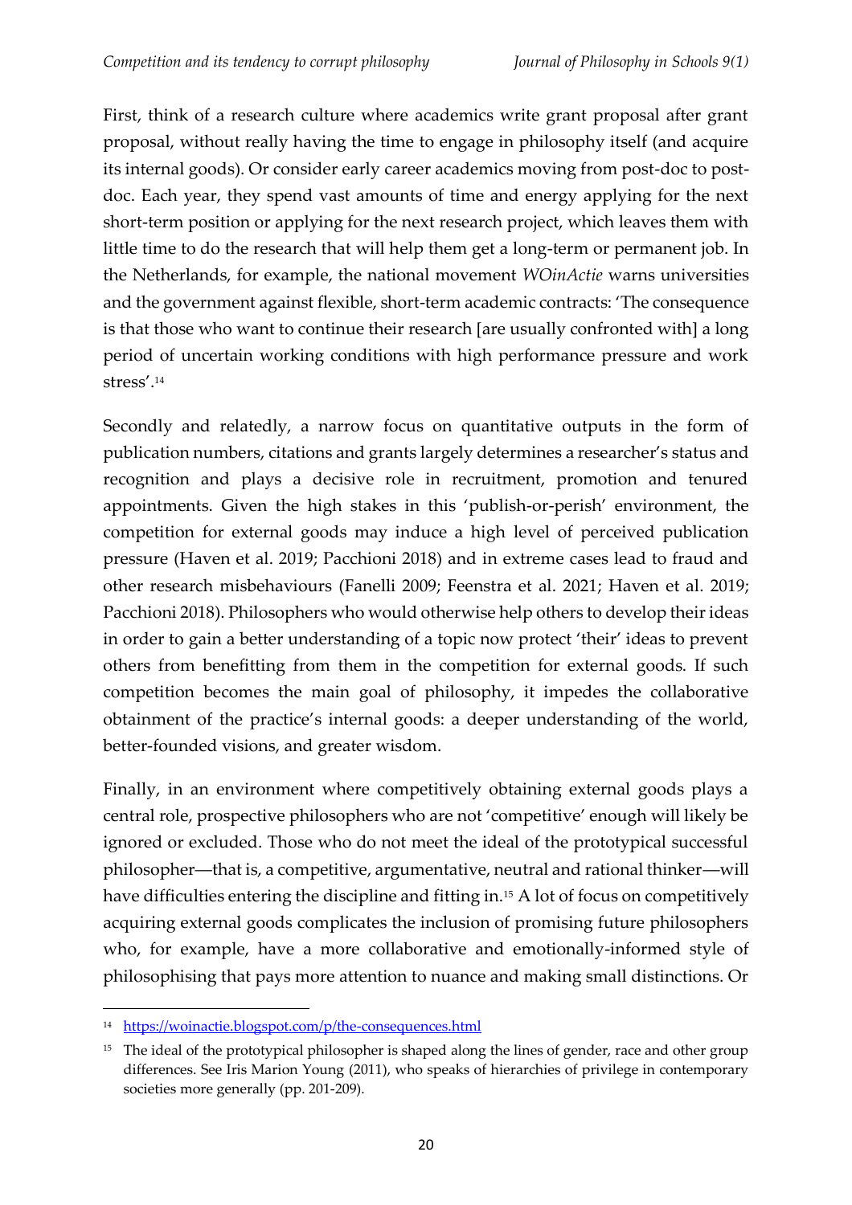First, think of a research culture where academics write grant proposal after grant proposal, without really having the time to engage in philosophy itself (and acquire its internal goods). Or consider early career academics moving from post-doc to post-doc. Each year, they spend vast amounts of time and energy applying for the next short-term position or applying for the next research project, which leaves them with little time to do the research that will help them get a long-term or permanent job. In the Netherlands, for example, the national movement *WOinActie* warns universities and the government against flexible, short-term academic contracts: 'The consequence is that those who want to continue their research [are usually confronted with] a long period of uncertain working conditions with high performance pressure and work stress'.[14]

Secondly and relatedly, a narrow focus on quantitative outputs in the form of publication numbers, citations and grants largely determines a researcher's status and recognition and plays a decisive role in recruitment, promotion and tenured appointments. Given the high stakes in this 'publish-or-perish' environment, the competition for external goods may induce a high level of perceived publication pressure (Haven et al. 2019; Pacchioni 2018) and in extreme cases lead to fraud and other research misbehaviours (Fanelli 2009; Feenstra et al. 2021; Haven et al. 2019; Pacchioni 2018). Philosophers who would otherwise help others to develop their ideas in order to gain a better understanding of a topic now protect 'their' ideas to prevent others from benefitting from them in the competition for external goods. If such competition becomes the main goal of philosophy, it impedes the collaborative obtainment of the practice's internal goods: a deeper understanding of the world, better-founded visions, and greater wisdom.

Finally, in an environment where competitively obtaining external goods plays a central role, prospective philosophers who are not 'competitive' enough will likely be ignored or excluded. Those who do not meet the ideal of the prototypical successful philosopher—that is, a competitive, argumentative, neutral and rational thinker—will have difficulties entering the discipline and fitting in.[15] A lot of focus on competitively acquiring external goods complicates the inclusion of promising future philosophers who, for example, have a more collaborative and emotionally-informed style of philosophising that pays more attention to nuance and making small distinctions. Or

---

[14] https://woinactie.blogspot.com/p/the-consequences.html

[15] The ideal of the prototypical philosopher is shaped along the lines of gender, race and other group differences. See Iris Marion Young (2011), who speaks of hierarchies of privilege in contemporary societies more generally (pp. 201-209).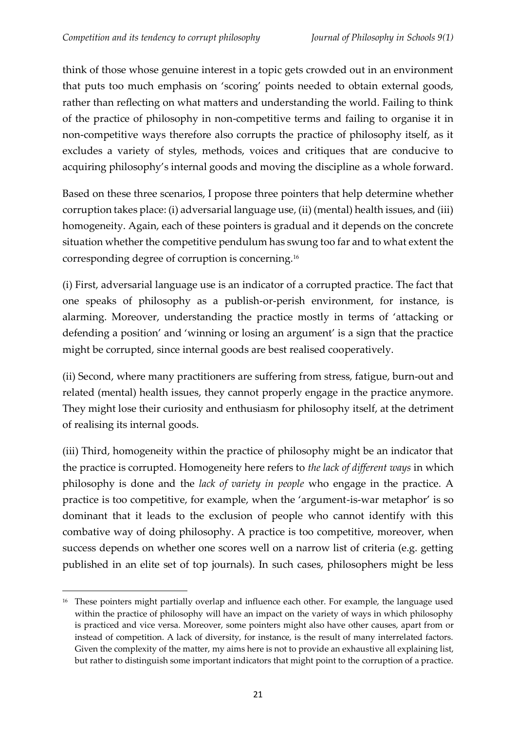think of those whose genuine interest in a topic gets crowded out in an environment that puts too much emphasis on 'scoring' points needed to obtain external goods, rather than reflecting on what matters and understanding the world. Failing to think of the practice of philosophy in non-competitive terms and failing to organise it in non-competitive ways therefore also corrupts the practice of philosophy itself, as it excludes a variety of styles, methods, voices and critiques that are conducive to acquiring philosophy's internal goods and moving the discipline as a whole forward.

Based on these three scenarios, I propose three pointers that help determine whether corruption takes place: (i) adversarial language use, (ii) (mental) health issues, and (iii) homogeneity. Again, each of these pointers is gradual and it depends on the concrete situation whether the competitive pendulum has swung too far and to what extent the corresponding degree of corruption is concerning.[16]

(i) First, adversarial language use is an indicator of a corrupted practice. The fact that one speaks of philosophy as a publish-or-perish environment, for instance, is alarming. Moreover, understanding the practice mostly in terms of 'attacking or defending a position' and 'winning or losing an argument' is a sign that the practice might be corrupted, since internal goods are best realised cooperatively.

(ii) Second, where many practitioners are suffering from stress, fatigue, burn-out and related (mental) health issues, they cannot properly engage in the practice anymore. They might lose their curiosity and enthusiasm for philosophy itself, at the detriment of realising its internal goods.

(iii) Third, homogeneity within the practice of philosophy might be an indicator that the practice is corrupted. Homogeneity here refers to *the lack of different ways* in which philosophy is done and the *lack of variety in people* who engage in the practice. A practice is too competitive, for example, when the 'argument-is-war metaphor' is so dominant that it leads to the exclusion of people who cannot identify with this combative way of doing philosophy. A practice is too competitive, moreover, when success depends on whether one scores well on a narrow list of criteria (e.g. getting published in an elite set of top journals). In such cases, philosophers might be less

[16] These pointers might partially overlap and influence each other. For example, the language used within the practice of philosophy will have an impact on the variety of ways in which philosophy is practiced and vice versa. Moreover, some pointers might also have other causes, apart from or instead of competition. A lack of diversity, for instance, is the result of many interrelated factors. Given the complexity of the matter, my aims here is not to provide an exhaustive all explaining list, but rather to distinguish some important indicators that might point to the corruption of a practice.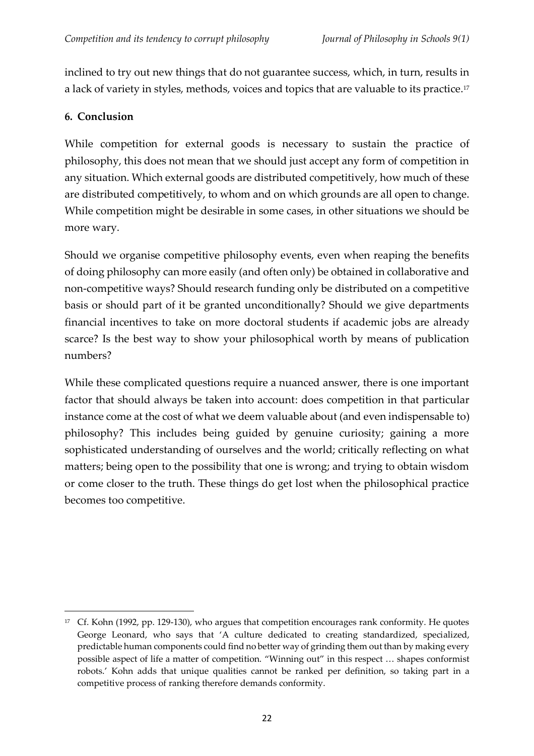inclined to try out new things that do not guarantee success, which, in turn, results in a lack of variety in styles, methods, voices and topics that are valuable to its practice.[17]

## 6. Conclusion

While competition for external goods is necessary to sustain the practice of philosophy, this does not mean that we should just accept any form of competition in any situation. Which external goods are distributed competitively, how much of these are distributed competitively, to whom and on which grounds are all open to change. While competition might be desirable in some cases, in other situations we should be more wary.

Should we organise competitive philosophy events, even when reaping the benefits of doing philosophy can more easily (and often only) be obtained in collaborative and non-competitive ways? Should research funding only be distributed on a competitive basis or should part of it be granted unconditionally? Should we give departments financial incentives to take on more doctoral students if academic jobs are already scarce? Is the best way to show your philosophical worth by means of publication numbers?

While these complicated questions require a nuanced answer, there is one important factor that should always be taken into account: does competition in that particular instance come at the cost of what we deem valuable about (and even indispensable to) philosophy? This includes being guided by genuine curiosity; gaining a more sophisticated understanding of ourselves and the world; critically reflecting on what matters; being open to the possibility that one is wrong; and trying to obtain wisdom or come closer to the truth. These things do get lost when the philosophical practice becomes too competitive.

---

[17] Cf. Kohn (1992, pp. 129-130), who argues that competition encourages rank conformity. He quotes George Leonard, who says that 'A culture dedicated to creating standardized, specialized, predictable human components could find no better way of grinding them out than by making every possible aspect of life a matter of competition. "Winning out" in this respect … shapes conformist robots.' Kohn adds that unique qualities cannot be ranked per definition, so taking part in a competitive process of ranking therefore demands conformity.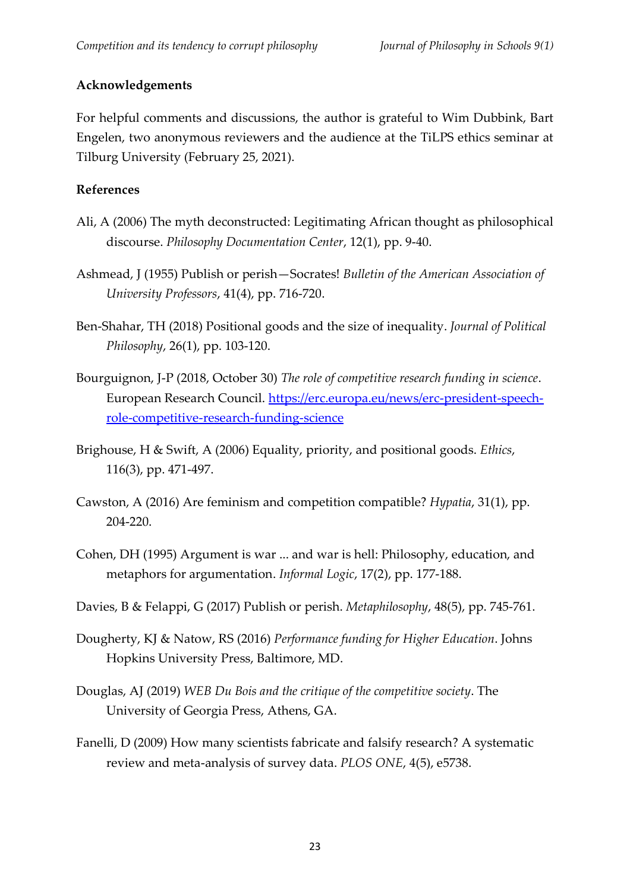**Acknowledgements**

For helpful comments and discussions, the author is grateful to Wim Dubbink, Bart Engelen, two anonymous reviewers and the audience at the TiLPS ethics seminar at Tilburg University (February 25, 2021).

**References**

Ali, A (2006) The myth deconstructed: Legitimating African thought as philosophical discourse. *Philosophy Documentation Center*, 12(1), pp. 9-40.

Ashmead, J (1955) Publish or perish—Socrates! *Bulletin of the American Association of University Professors*, 41(4), pp. 716-720.

Ben-Shahar, TH (2018) Positional goods and the size of inequality. *Journal of Political Philosophy*, 26(1), pp. 103-120.

Bourguignon, J-P (2018, October 30) *The role of competitive research funding in science*. European Research Council. [https://erc.europa.eu/news/erc-president-speech-role-competitive-research-funding-science](https://erc.europa.eu/news/erc-president-speech-role-competitive-research-funding-science)

Brighouse, H & Swift, A (2006) Equality, priority, and positional goods. *Ethics*, 116(3), pp. 471-497.

Cawston, A (2016) Are feminism and competition compatible? *Hypatia*, 31(1), pp. 204-220.

Cohen, DH (1995) Argument is war ... and war is hell: Philosophy, education, and metaphors for argumentation. *Informal Logic*, 17(2), pp. 177-188.

Davies, B & Felappi, G (2017) Publish or perish. *Metaphilosophy*, 48(5), pp. 745-761.

Dougherty, KJ & Natow, RS (2016) *Performance funding for Higher Education*. Johns Hopkins University Press, Baltimore, MD.

Douglas, AJ (2019) *WEB Du Bois and the critique of the competitive society*. The University of Georgia Press, Athens, GA.

Fanelli, D (2009) How many scientists fabricate and falsify research? A systematic review and meta-analysis of survey data. *PLOS ONE*, 4(5), e5738.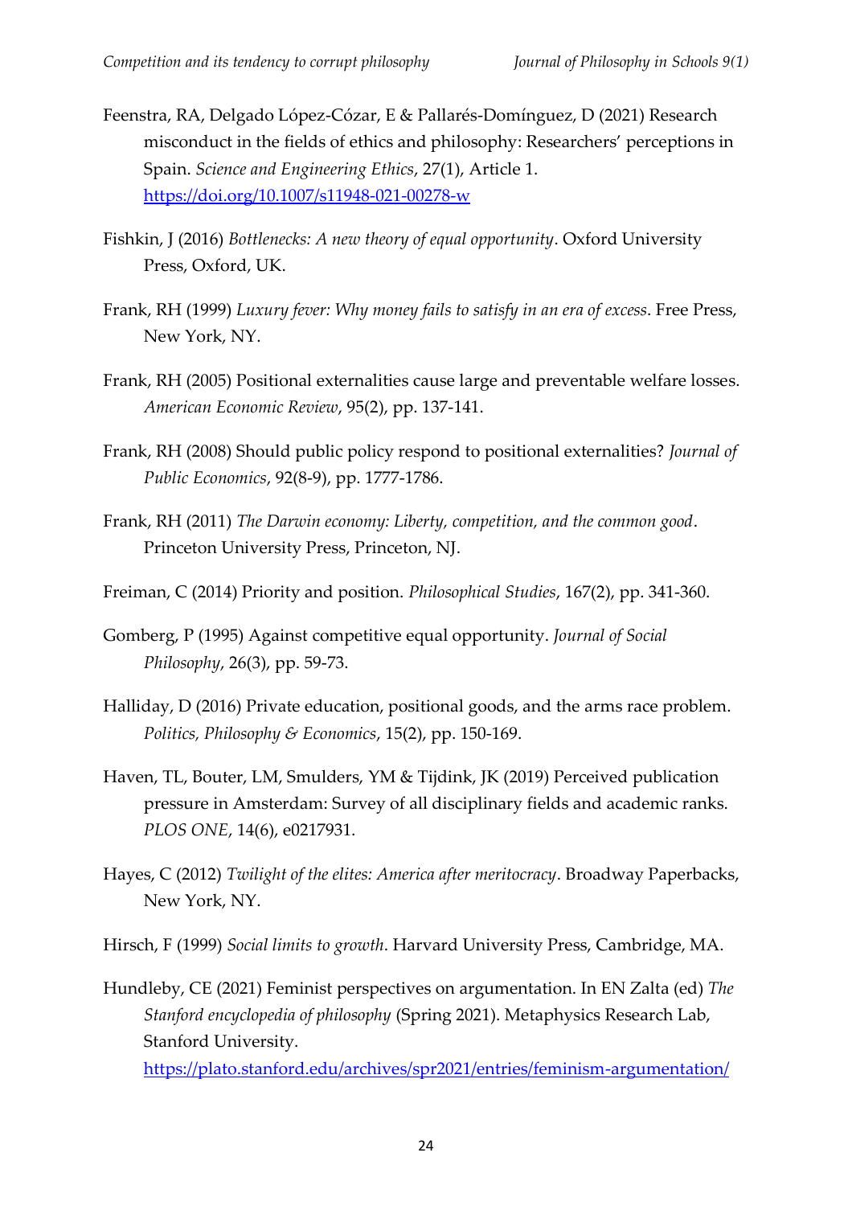Feenstra, RA, Delgado López-Cózar, E & Pallarés-Domínguez, D (2021) Research misconduct in the fields of ethics and philosophy: Researchers' perceptions in Spain. *Science and Engineering Ethics*, 27(1), Article 1. https://doi.org/10.1007/s11948-021-00278-w

Fishkin, J (2016) *Bottlenecks: A new theory of equal opportunity*. Oxford University Press, Oxford, UK.

Frank, RH (1999) *Luxury fever: Why money fails to satisfy in an era of excess*. Free Press, New York, NY.

Frank, RH (2005) Positional externalities cause large and preventable welfare losses. *American Economic Review*, 95(2), pp. 137-141.

Frank, RH (2008) Should public policy respond to positional externalities? *Journal of Public Economics*, 92(8-9), pp. 1777-1786.

Frank, RH (2011) *The Darwin economy: Liberty, competition, and the common good*. Princeton University Press, Princeton, NJ.

Freiman, C (2014) Priority and position. *Philosophical Studies*, 167(2), pp. 341-360.

Gomberg, P (1995) Against competitive equal opportunity. *Journal of Social Philosophy*, 26(3), pp. 59-73.

Halliday, D (2016) Private education, positional goods, and the arms race problem. *Politics, Philosophy & Economics*, 15(2), pp. 150-169.

Haven, TL, Bouter, LM, Smulders, YM & Tijdink, JK (2019) Perceived publication pressure in Amsterdam: Survey of all disciplinary fields and academic ranks. *PLOS ONE*, 14(6), e0217931.

Hayes, C (2012) *Twilight of the elites: America after meritocracy*. Broadway Paperbacks, New York, NY.

Hirsch, F (1999) *Social limits to growth*. Harvard University Press, Cambridge, MA.

Hundleby, CE (2021) Feminist perspectives on argumentation. In EN Zalta (ed) *The Stanford encyclopedia of philosophy* (Spring 2021). Metaphysics Research Lab, Stanford University. https://plato.stanford.edu/archives/spr2021/entries/feminism-argumentation/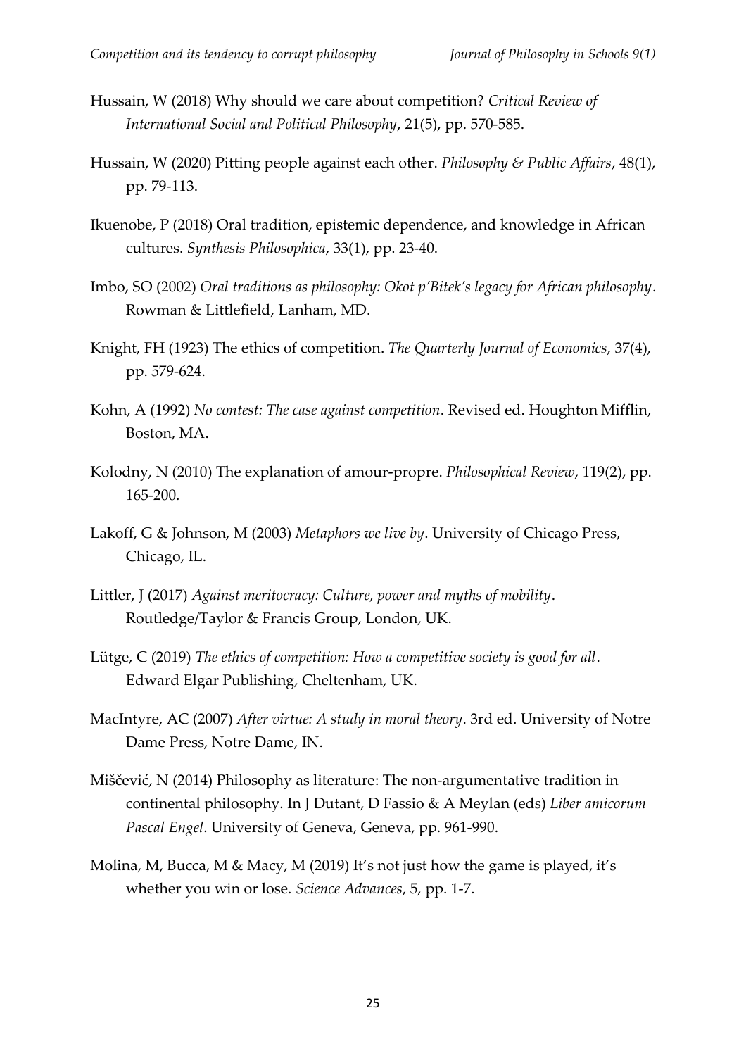Hussain, W (2018) Why should we care about competition? *Critical Review of International Social and Political Philosophy*, 21(5), pp. 570-585.

Hussain, W (2020) Pitting people against each other. *Philosophy & Public Affairs*, 48(1), pp. 79-113.

Ikuenobe, P (2018) Oral tradition, epistemic dependence, and knowledge in African cultures. *Synthesis Philosophica*, 33(1), pp. 23-40.

Imbo, SO (2002) *Oral traditions as philosophy: Okot p'Bitek's legacy for African philosophy*. Rowman & Littlefield, Lanham, MD.

Knight, FH (1923) The ethics of competition. *The Quarterly Journal of Economics*, 37(4), pp. 579-624.

Kohn, A (1992) *No contest: The case against competition*. Revised ed. Houghton Mifflin, Boston, MA.

Kolodny, N (2010) The explanation of amour-propre. *Philosophical Review*, 119(2), pp. 165-200.

Lakoff, G & Johnson, M (2003) *Metaphors we live by*. University of Chicago Press, Chicago, IL.

Littler, J (2017) *Against meritocracy: Culture, power and myths of mobility*. Routledge/Taylor & Francis Group, London, UK.

Lütge, C (2019) *The ethics of competition: How a competitive society is good for all*. Edward Elgar Publishing, Cheltenham, UK.

MacIntyre, AC (2007) *After virtue: A study in moral theory*. 3rd ed. University of Notre Dame Press, Notre Dame, IN.

Miščević, N (2014) Philosophy as literature: The non-argumentative tradition in continental philosophy. In J Dutant, D Fassio & A Meylan (eds) *Liber amicorum Pascal Engel*. University of Geneva, Geneva, pp. 961-990.

Molina, M, Bucca, M & Macy, M (2019) It's not just how the game is played, it's whether you win or lose. *Science Advances*, 5, pp. 1-7.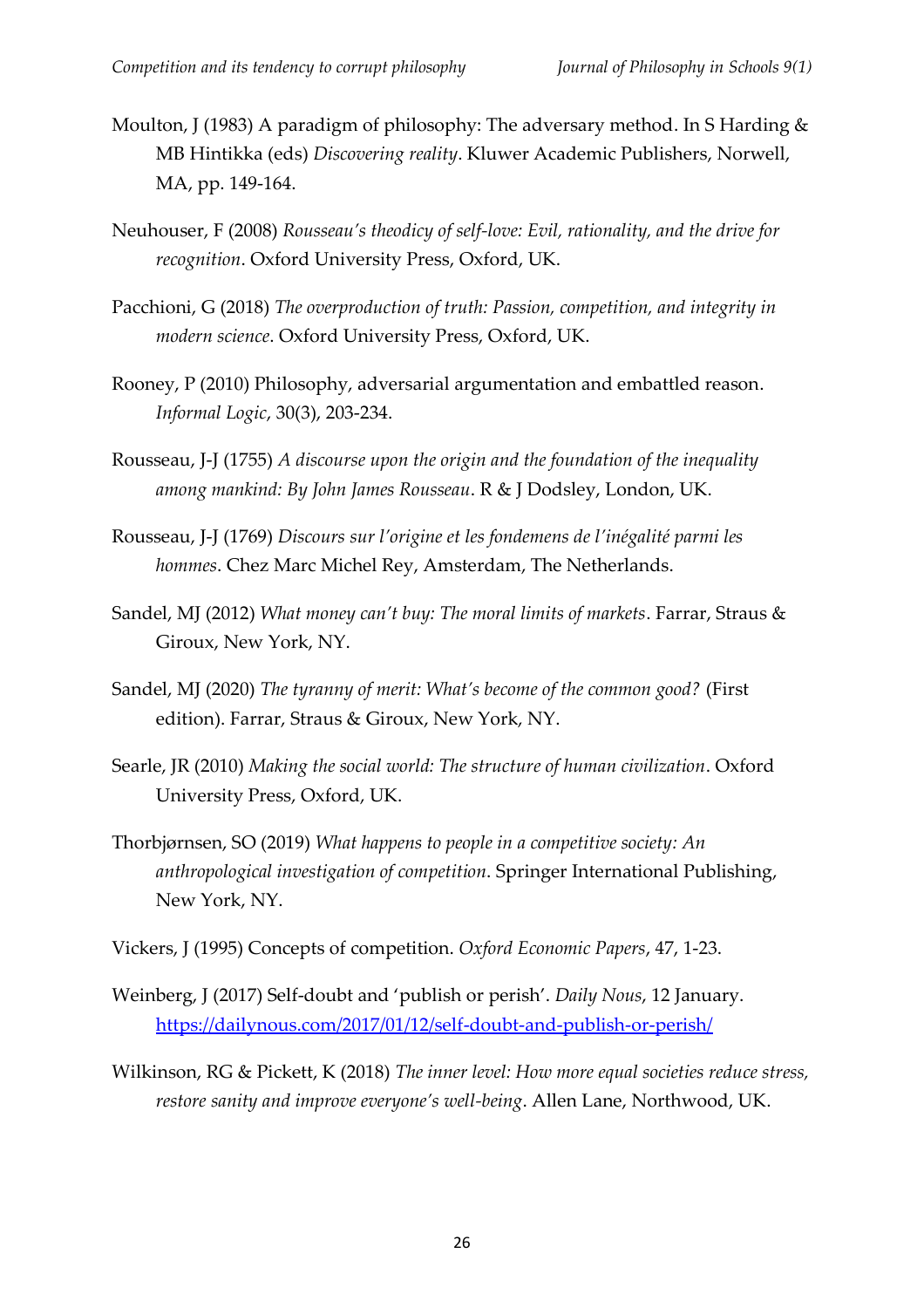Moulton, J (1983) A paradigm of philosophy: The adversary method. In S Harding & MB Hintikka (eds) *Discovering reality*. Kluwer Academic Publishers, Norwell, MA, pp. 149-164.

Neuhouser, F (2008) *Rousseau's theodicy of self-love: Evil, rationality, and the drive for recognition*. Oxford University Press, Oxford, UK.

Pacchioni, G (2018) *The overproduction of truth: Passion, competition, and integrity in modern science*. Oxford University Press, Oxford, UK.

Rooney, P (2010) Philosophy, adversarial argumentation and embattled reason. *Informal Logic*, 30(3), 203-234.

Rousseau, J-J (1755) *A discourse upon the origin and the foundation of the inequality among mankind: By John James Rousseau*. R & J Dodsley, London, UK.

Rousseau, J-J (1769) *Discours sur l'origine et les fondemens de l'inégalité parmi les hommes*. Chez Marc Michel Rey, Amsterdam, The Netherlands.

Sandel, MJ (2012) *What money can't buy: The moral limits of markets*. Farrar, Straus & Giroux, New York, NY.

Sandel, MJ (2020) *The tyranny of merit: What's become of the common good?* (First edition). Farrar, Straus & Giroux, New York, NY.

Searle, JR (2010) *Making the social world: The structure of human civilization*. Oxford University Press, Oxford, UK.

Thorbjørnsen, SO (2019) *What happens to people in a competitive society: An anthropological investigation of competition*. Springer International Publishing, New York, NY.

Vickers, J (1995) Concepts of competition. *Oxford Economic Papers*, 47, 1-23.

Weinberg, J (2017) Self-doubt and 'publish or perish'. *Daily Nous*, 12 January. https://dailynous.com/2017/01/12/self-doubt-and-publish-or-perish/

Wilkinson, RG & Pickett, K (2018) *The inner level: How more equal societies reduce stress, restore sanity and improve everyone's well-being*. Allen Lane, Northwood, UK.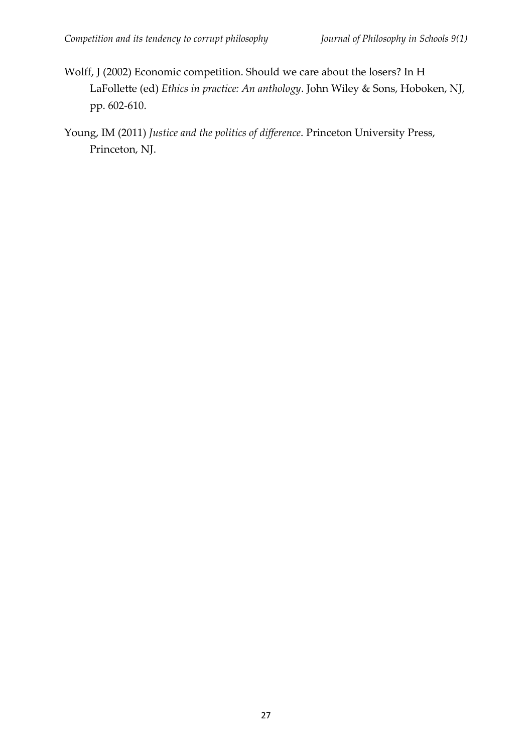Wolff, J (2002) Economic competition. Should we care about the losers? In H LaFollette (ed) *Ethics in practice: An anthology*. John Wiley & Sons, Hoboken, NJ, pp. 602-610.

Young, IM (2011) *Justice and the politics of difference*. Princeton University Press, Princeton, NJ.